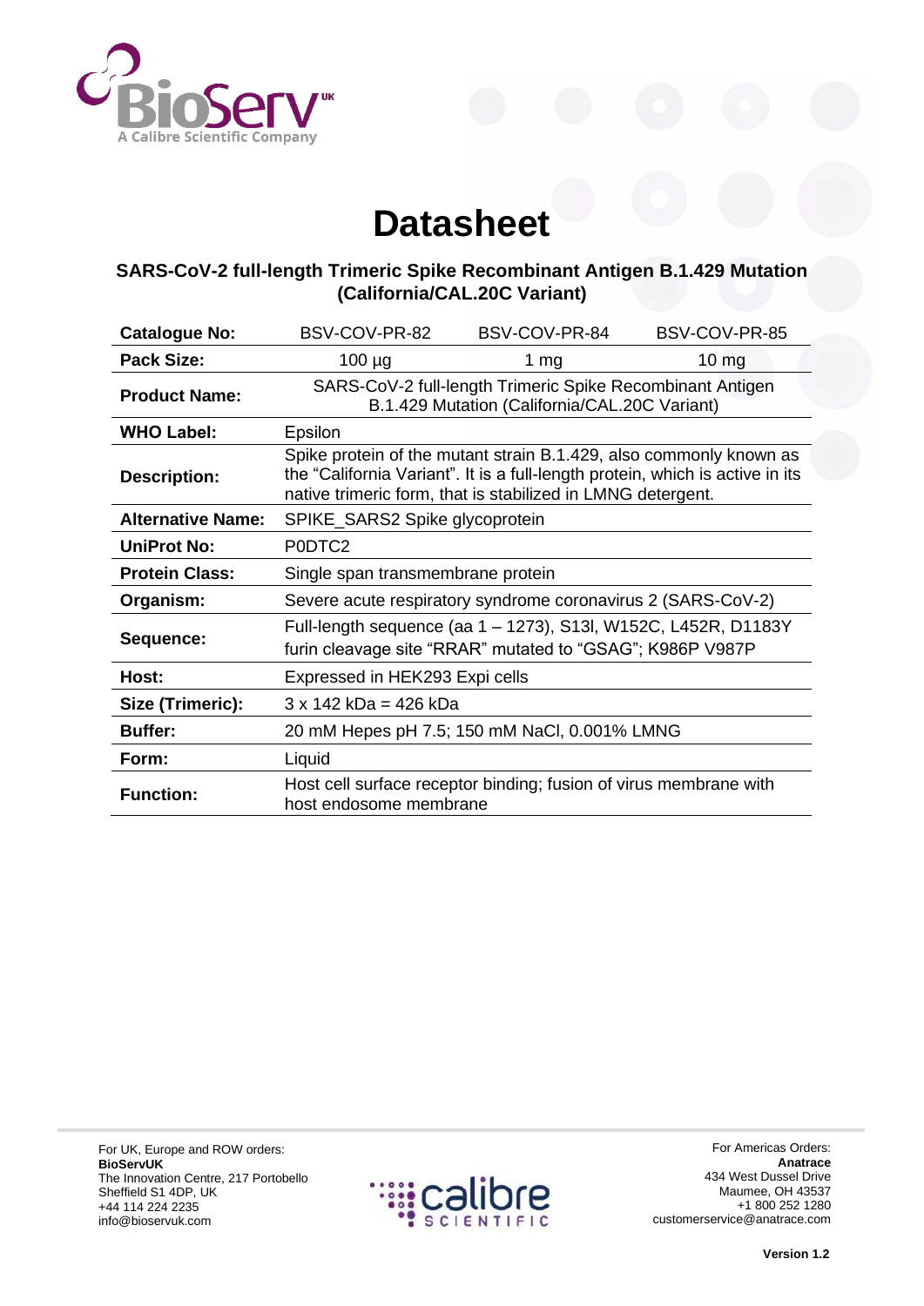# Datasheet

## SARS-CoV-2 full-length Trimeric Spike Recombinant Antigen B.1.429 Mutation (California/CAL.20C Variant)

| **Catalogue No:** | BSV-COV-PR-82 | BSV-COV-PR-84 | BSV-COV-PR-85 |
|---|---|---|---|
| **Pack Size:** | 100 µg | 1 mg | 10 mg |
| **Product Name:** | SARS-CoV-2 full-length Trimeric Spike Recombinant Antigen B.1.429 Mutation (California/CAL.20C Variant) | | |
| **WHO Label:** | Epsilon | | |
| **Description:** | Spike protein of the mutant strain B.1.429, also commonly known as the "California Variant". It is a full-length protein, which is active in its native trimeric form, that is stabilized in LMNG detergent. | | |
| **Alternative Name:** | SPIKE_SARS2 Spike glycoprotein | | |
| **UniProt No:** | P0DTC2 | | |
| **Protein Class:** | Single span transmembrane protein | | |
| **Organism:** | Severe acute respiratory syndrome coronavirus 2 (SARS-CoV-2) | | |
| **Sequence:** | Full-length sequence (aa 1 – 1273), S13I, W152C, L452R, D1183Y furin cleavage site "RRAR" mutated to "GSAG"; K986P V987P | | |
| **Host:** | Expressed in HEK293 Expi cells | | |
| **Size (Trimeric):** | 3 x 142 kDa = 426 kDa | | |
| **Buffer:** | 20 mM Hepes pH 7.5; 150 mM NaCl, 0.001% LMNG | | |
| **Form:** | Liquid | | |
| **Function:** | Host cell surface receptor binding; fusion of virus membrane with host endosome membrane | | |

For UK, Europe and ROW orders:
**BioServUK**
The Innovation Centre, 217 Portobello
Sheffield S1 4DP, UK
+44 114 224 2235
info@bioservuk.com

For Americas Orders:
**Anatrace**
434 West Dussel Drive
Maumee, OH 43537
+1 800 252 1280
customerservice@anatrace.com

**Version 1.2**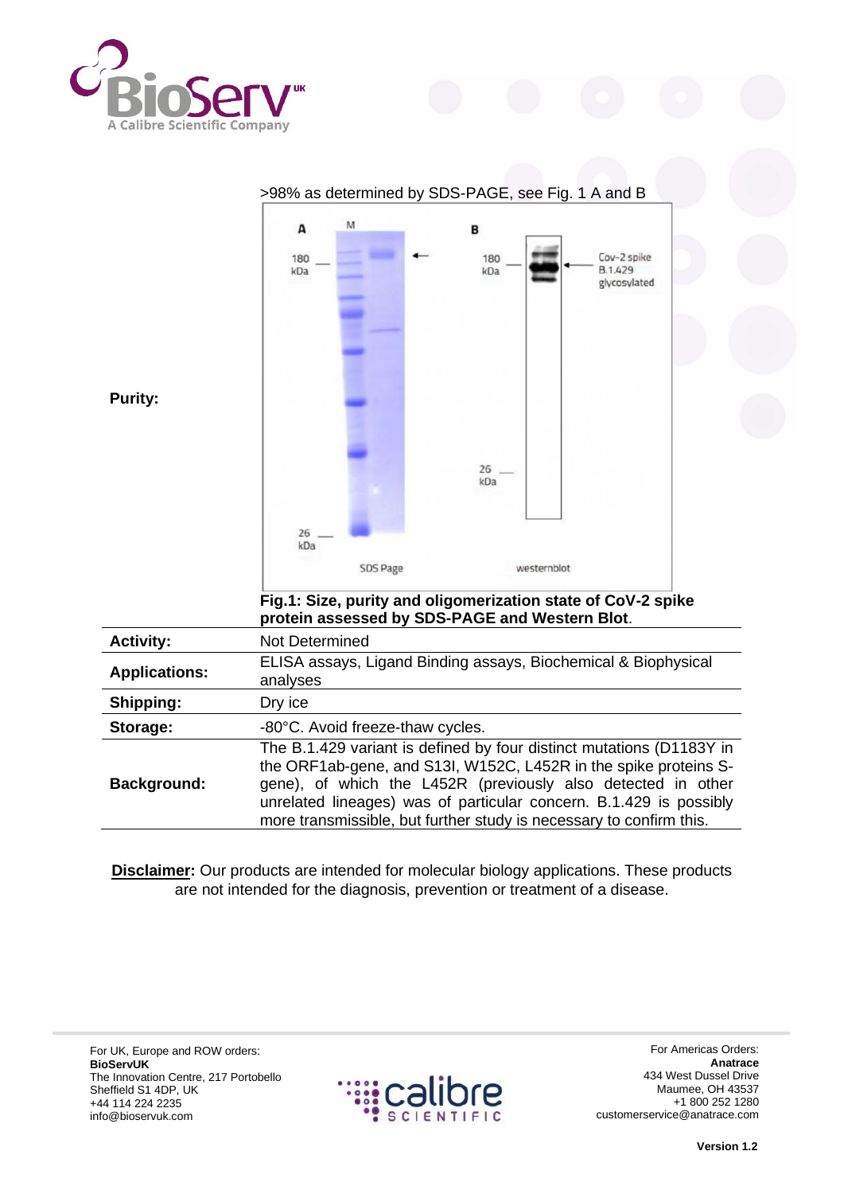| | |
|---|---|
| **Purity:** | >98% as determined by SDS-PAGE, see Fig. 1 A and B |

A
M
180 kDa
26 kDa
SDS Page

B
180 kDa
26 kDa
Cov-2 spike B.1.429 glycosylated
westernblot

**Fig.1: Size, purity and oligomerization state of CoV-2 spike protein assessed by SDS-PAGE and Western Blot**.

| | |
|---|---|
| **Activity:** | Not Determined |
| **Applications:** | ELISA assays, Ligand Binding assays, Biochemical & Biophysical analyses |
| **Shipping:** | Dry ice |
| **Storage:** | -80°C. Avoid freeze-thaw cycles. |
| **Background:** | The B.1.429 variant is defined by four distinct mutations (D1183Y in the ORF1ab-gene, and S13I, W152C, L452R in the spike proteins S-gene), of which the L452R (previously also detected in other unrelated lineages) was of particular concern. B.1.429 is possibly more transmissible, but further study is necessary to confirm this. |

**Disclaimer:** Our products are intended for molecular biology applications. These products are not intended for the diagnosis, prevention or treatment of a disease.

For UK, Europe and ROW orders:
**BioServUK**
The Innovation Centre, 217 Portobello
Sheffield S1 4DP, UK
+44 114 224 2235
info@bioservuk.com

For Americas Orders:
**Anatrace**
434 West Dussel Drive
Maumee, OH 43537
+1 800 252 1280
customerservice@anatrace.com

**Version 1.2**